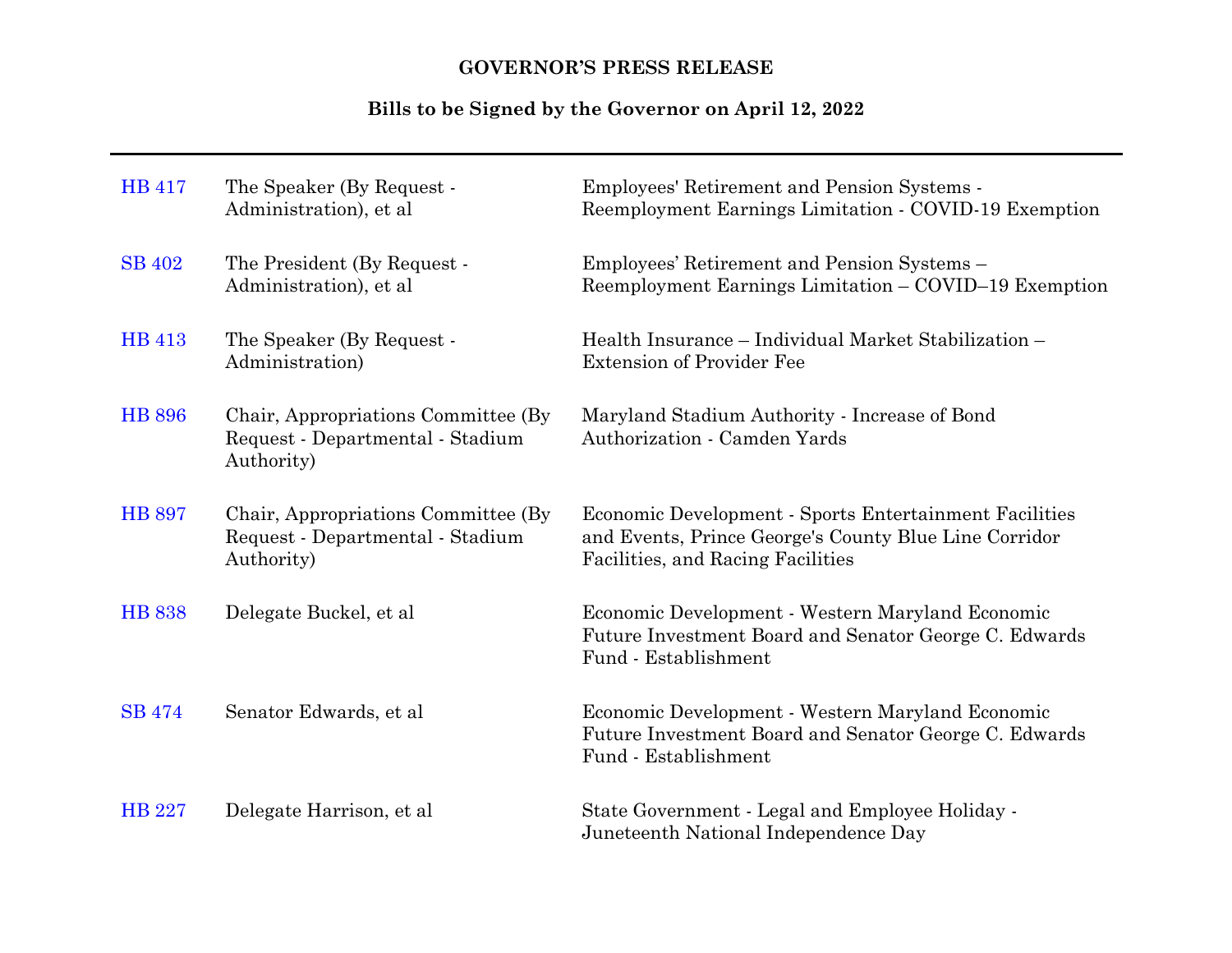**GOVERNOR'S PRESS RELEASE**

**Bills to be Signed by the Governor on April 12, 2022**

| Bill | Sponsor | Title |
|---|---|---|
| HB 417 | The Speaker (By Request - Administration), et al | Employees' Retirement and Pension Systems - Reemployment Earnings Limitation - COVID-19 Exemption |
| SB 402 | The President (By Request - Administration), et al | Employees' Retirement and Pension Systems – Reemployment Earnings Limitation – COVID–19 Exemption |
| HB 413 | The Speaker (By Request - Administration) | Health Insurance – Individual Market Stabilization – Extension of Provider Fee |
| HB 896 | Chair, Appropriations Committee (By Request - Departmental - Stadium Authority) | Maryland Stadium Authority - Increase of Bond Authorization - Camden Yards |
| HB 897 | Chair, Appropriations Committee (By Request - Departmental - Stadium Authority) | Economic Development - Sports Entertainment Facilities and Events, Prince George's County Blue Line Corridor Facilities, and Racing Facilities |
| HB 838 | Delegate Buckel, et al | Economic Development - Western Maryland Economic Future Investment Board and Senator George C. Edwards Fund - Establishment |
| SB 474 | Senator Edwards, et al | Economic Development - Western Maryland Economic Future Investment Board and Senator George C. Edwards Fund - Establishment |
| HB 227 | Delegate Harrison, et al | State Government - Legal and Employee Holiday - Juneteenth National Independence Day |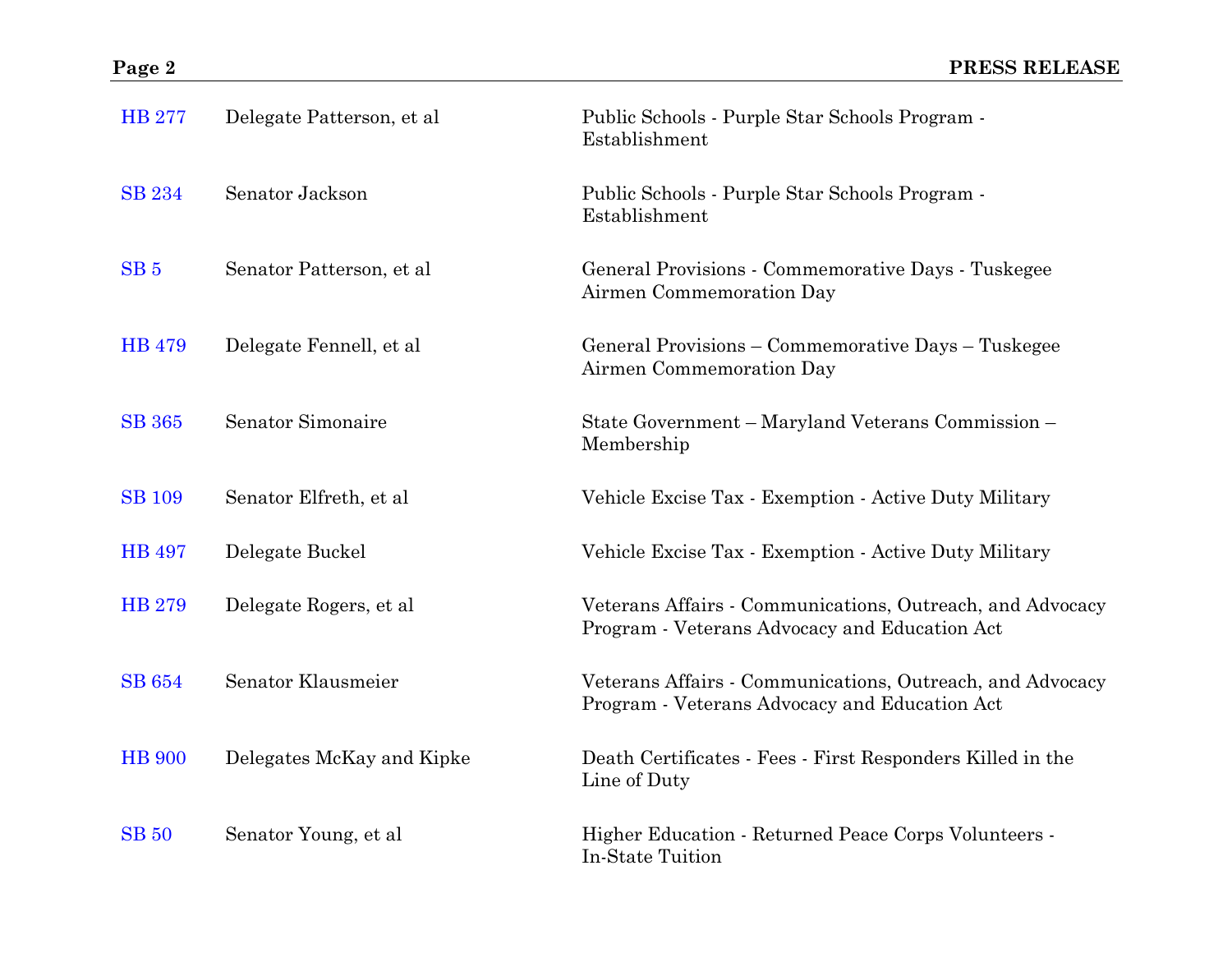| | | |
|---|---|---|
| HB 277 | Delegate Patterson, et al | Public Schools - Purple Star Schools Program - Establishment |
| SB 234 | Senator Jackson | Public Schools - Purple Star Schools Program - Establishment |
| SB 5 | Senator Patterson, et al | General Provisions - Commemorative Days - Tuskegee Airmen Commemoration Day |
| HB 479 | Delegate Fennell, et al | General Provisions – Commemorative Days – Tuskegee Airmen Commemoration Day |
| SB 365 | Senator Simonaire | State Government – Maryland Veterans Commission – Membership |
| SB 109 | Senator Elfreth, et al | Vehicle Excise Tax - Exemption - Active Duty Military |
| HB 497 | Delegate Buckel | Vehicle Excise Tax - Exemption - Active Duty Military |
| HB 279 | Delegate Rogers, et al | Veterans Affairs - Communications, Outreach, and Advocacy Program - Veterans Advocacy and Education Act |
| SB 654 | Senator Klausmeier | Veterans Affairs - Communications, Outreach, and Advocacy Program - Veterans Advocacy and Education Act |
| HB 900 | Delegates McKay and Kipke | Death Certificates - Fees - First Responders Killed in the Line of Duty |
| SB 50 | Senator Young, et al | Higher Education - Returned Peace Corps Volunteers - In-State Tuition |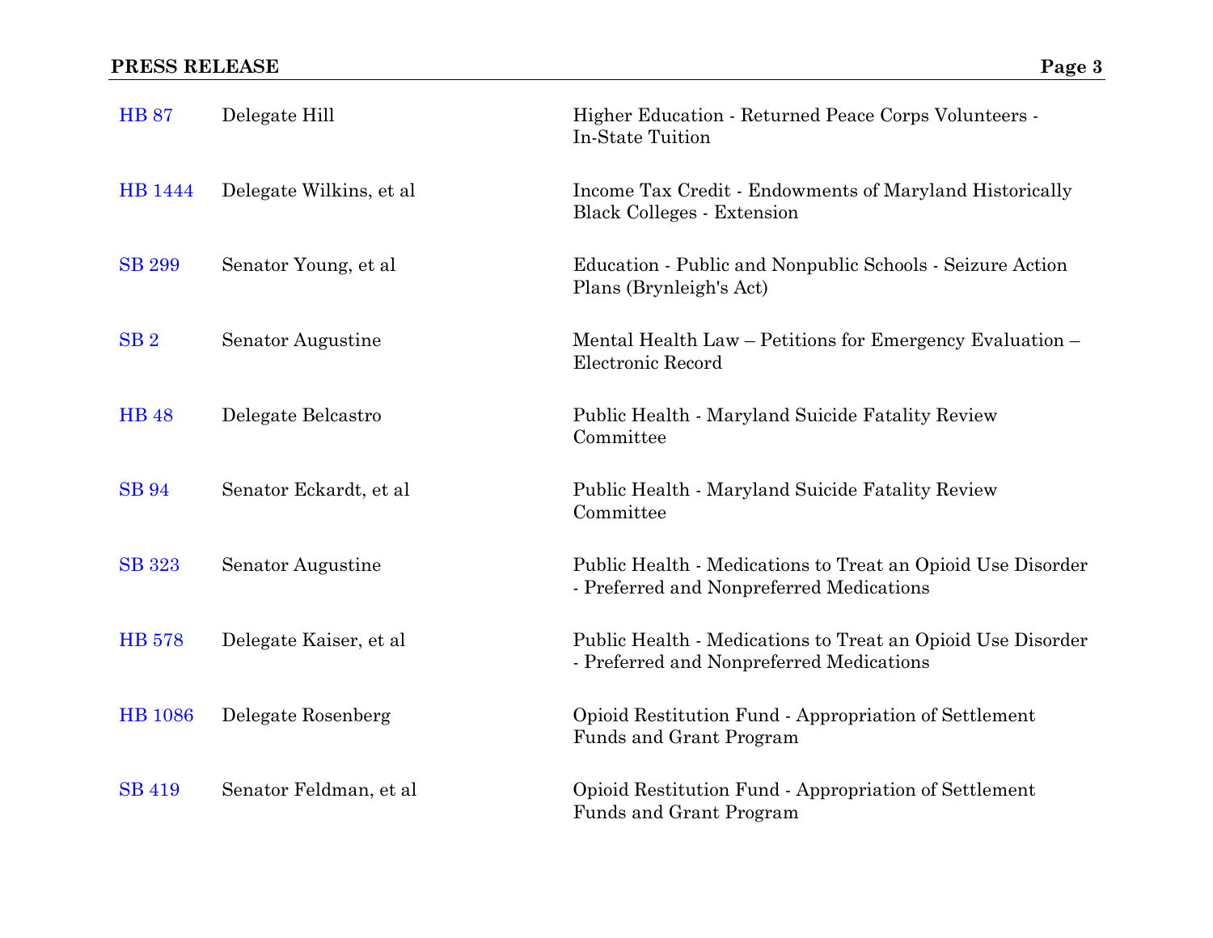| | | |
|---|---|---|
| HB 87 | Delegate Hill | Higher Education - Returned Peace Corps Volunteers - In-State Tuition |
| HB 1444 | Delegate Wilkins, et al | Income Tax Credit - Endowments of Maryland Historically Black Colleges - Extension |
| SB 299 | Senator Young, et al | Education - Public and Nonpublic Schools - Seizure Action Plans (Brynleigh's Act) |
| SB 2 | Senator Augustine | Mental Health Law – Petitions for Emergency Evaluation – Electronic Record |
| HB 48 | Delegate Belcastro | Public Health - Maryland Suicide Fatality Review Committee |
| SB 94 | Senator Eckardt, et al | Public Health - Maryland Suicide Fatality Review Committee |
| SB 323 | Senator Augustine | Public Health - Medications to Treat an Opioid Use Disorder - Preferred and Nonpreferred Medications |
| HB 578 | Delegate Kaiser, et al | Public Health - Medications to Treat an Opioid Use Disorder - Preferred and Nonpreferred Medications |
| HB 1086 | Delegate Rosenberg | Opioid Restitution Fund - Appropriation of Settlement Funds and Grant Program |
| SB 419 | Senator Feldman, et al | Opioid Restitution Fund - Appropriation of Settlement Funds and Grant Program |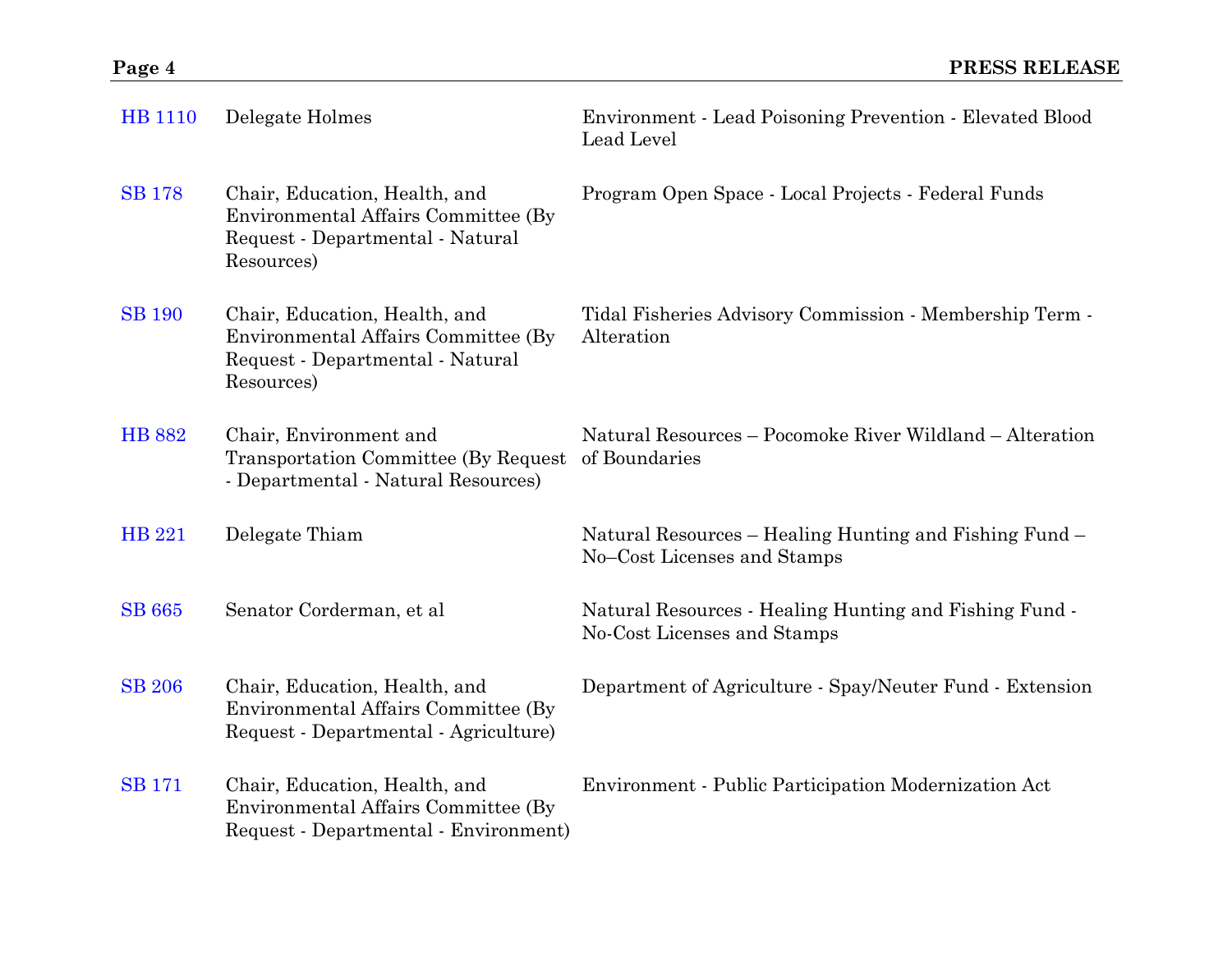| | | |
|---|---|---|
| HB 1110 | Delegate Holmes | Environment - Lead Poisoning Prevention - Elevated Blood Lead Level |
| SB 178 | Chair, Education, Health, and Environmental Affairs Committee (By Request - Departmental - Natural Resources) | Program Open Space - Local Projects - Federal Funds |
| SB 190 | Chair, Education, Health, and Environmental Affairs Committee (By Request - Departmental - Natural Resources) | Tidal Fisheries Advisory Commission - Membership Term - Alteration |
| HB 882 | Chair, Environment and Transportation Committee (By Request - Departmental - Natural Resources) | Natural Resources – Pocomoke River Wildland – Alteration of Boundaries |
| HB 221 | Delegate Thiam | Natural Resources – Healing Hunting and Fishing Fund – No–Cost Licenses and Stamps |
| SB 665 | Senator Corderman, et al | Natural Resources - Healing Hunting and Fishing Fund - No-Cost Licenses and Stamps |
| SB 206 | Chair, Education, Health, and Environmental Affairs Committee (By Request - Departmental - Agriculture) | Department of Agriculture - Spay/Neuter Fund - Extension |
| SB 171 | Chair, Education, Health, and Environmental Affairs Committee (By Request - Departmental - Environment) | Environment - Public Participation Modernization Act |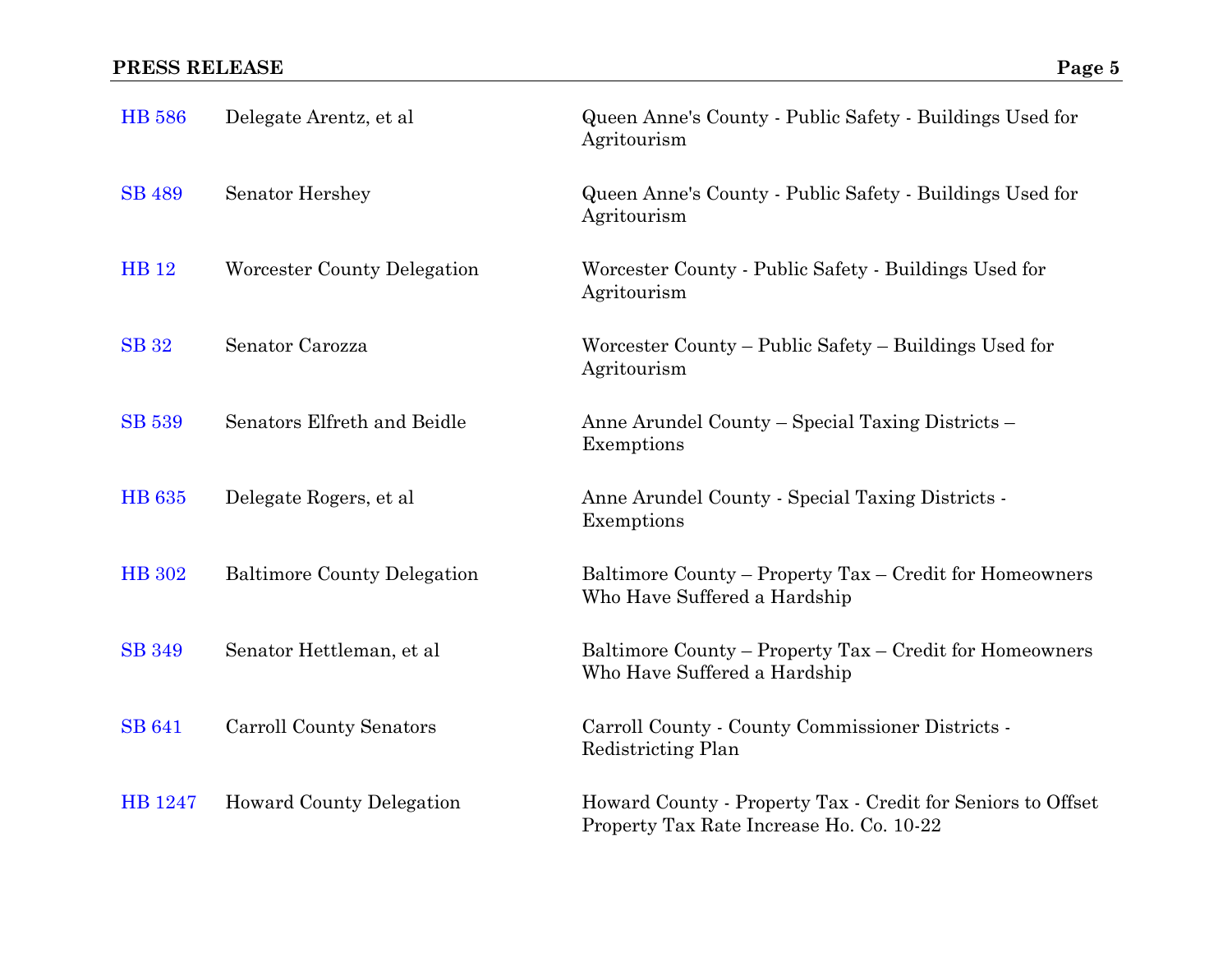| | | |
|---|---|---|
| HB 586 | Delegate Arentz, et al | Queen Anne's County - Public Safety - Buildings Used for Agritourism |
| SB 489 | Senator Hershey | Queen Anne's County - Public Safety - Buildings Used for Agritourism |
| HB 12 | Worcester County Delegation | Worcester County - Public Safety - Buildings Used for Agritourism |
| SB 32 | Senator Carozza | Worcester County – Public Safety – Buildings Used for Agritourism |
| SB 539 | Senators Elfreth and Beidle | Anne Arundel County – Special Taxing Districts – Exemptions |
| HB 635 | Delegate Rogers, et al | Anne Arundel County - Special Taxing Districts - Exemptions |
| HB 302 | Baltimore County Delegation | Baltimore County – Property Tax – Credit for Homeowners Who Have Suffered a Hardship |
| SB 349 | Senator Hettleman, et al | Baltimore County – Property Tax – Credit for Homeowners Who Have Suffered a Hardship |
| SB 641 | Carroll County Senators | Carroll County - County Commissioner Districts - Redistricting Plan |
| HB 1247 | Howard County Delegation | Howard County - Property Tax - Credit for Seniors to Offset Property Tax Rate Increase Ho. Co. 10-22 |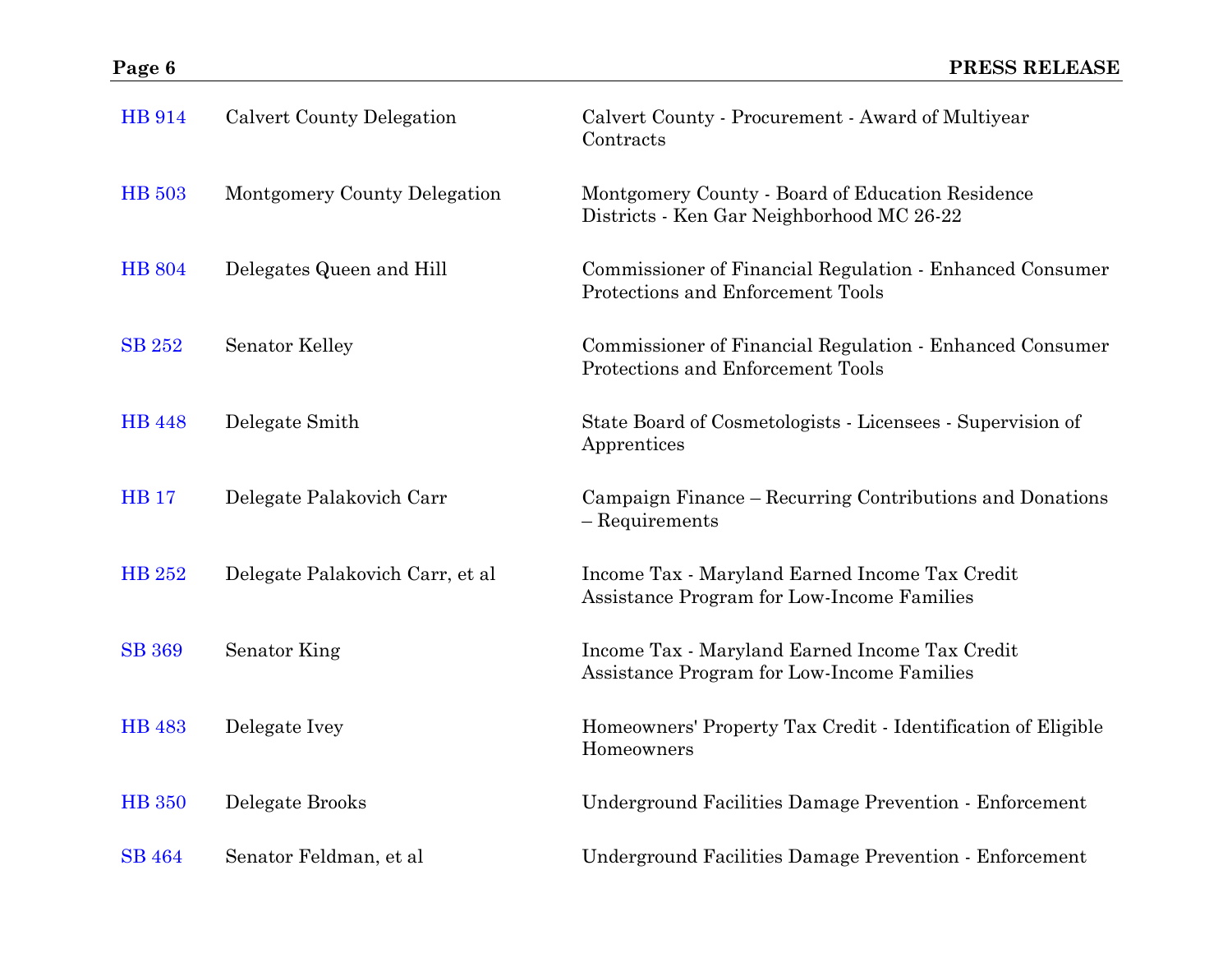| | | |
|---|---|---|
| HB 914 | Calvert County Delegation | Calvert County - Procurement - Award of Multiyear Contracts |
| HB 503 | Montgomery County Delegation | Montgomery County - Board of Education Residence Districts - Ken Gar Neighborhood MC 26-22 |
| HB 804 | Delegates Queen and Hill | Commissioner of Financial Regulation - Enhanced Consumer Protections and Enforcement Tools |
| SB 252 | Senator Kelley | Commissioner of Financial Regulation - Enhanced Consumer Protections and Enforcement Tools |
| HB 448 | Delegate Smith | State Board of Cosmetologists - Licensees - Supervision of Apprentices |
| HB 17 | Delegate Palakovich Carr | Campaign Finance – Recurring Contributions and Donations – Requirements |
| HB 252 | Delegate Palakovich Carr, et al | Income Tax - Maryland Earned Income Tax Credit Assistance Program for Low-Income Families |
| SB 369 | Senator King | Income Tax - Maryland Earned Income Tax Credit Assistance Program for Low-Income Families |
| HB 483 | Delegate Ivey | Homeowners' Property Tax Credit - Identification of Eligible Homeowners |
| HB 350 | Delegate Brooks | Underground Facilities Damage Prevention - Enforcement |
| SB 464 | Senator Feldman, et al | Underground Facilities Damage Prevention - Enforcement |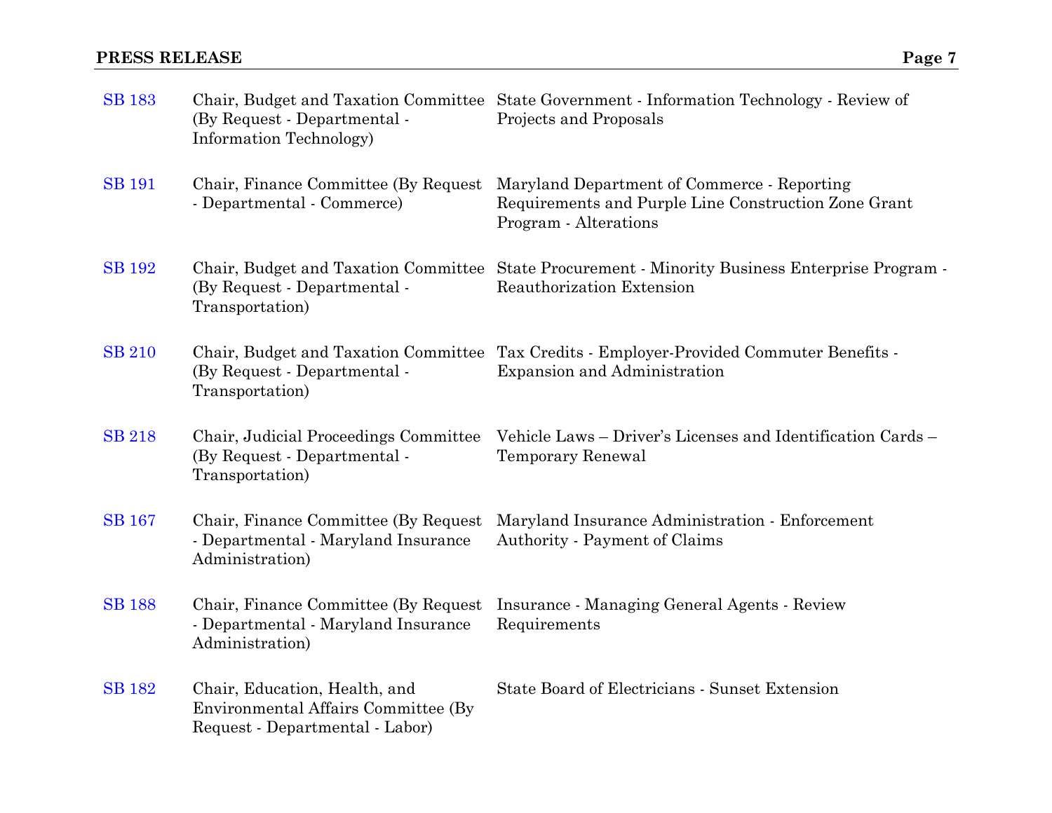| | | |
|---|---|---|
| SB 183 | Chair, Budget and Taxation Committee (By Request - Departmental - Information Technology) | State Government - Information Technology - Review of Projects and Proposals |
| SB 191 | Chair, Finance Committee (By Request - Departmental - Commerce) | Maryland Department of Commerce - Reporting Requirements and Purple Line Construction Zone Grant Program - Alterations |
| SB 192 | Chair, Budget and Taxation Committee (By Request - Departmental - Transportation) | State Procurement - Minority Business Enterprise Program - Reauthorization Extension |
| SB 210 | Chair, Budget and Taxation Committee (By Request - Departmental - Transportation) | Tax Credits - Employer-Provided Commuter Benefits - Expansion and Administration |
| SB 218 | Chair, Judicial Proceedings Committee (By Request - Departmental - Transportation) | Vehicle Laws – Driver's Licenses and Identification Cards – Temporary Renewal |
| SB 167 | Chair, Finance Committee (By Request - Departmental - Maryland Insurance Administration) | Maryland Insurance Administration - Enforcement Authority - Payment of Claims |
| SB 188 | Chair, Finance Committee (By Request - Departmental - Maryland Insurance Administration) | Insurance - Managing General Agents - Review Requirements |
| SB 182 | Chair, Education, Health, and Environmental Affairs Committee (By Request - Departmental - Labor) | State Board of Electricians - Sunset Extension |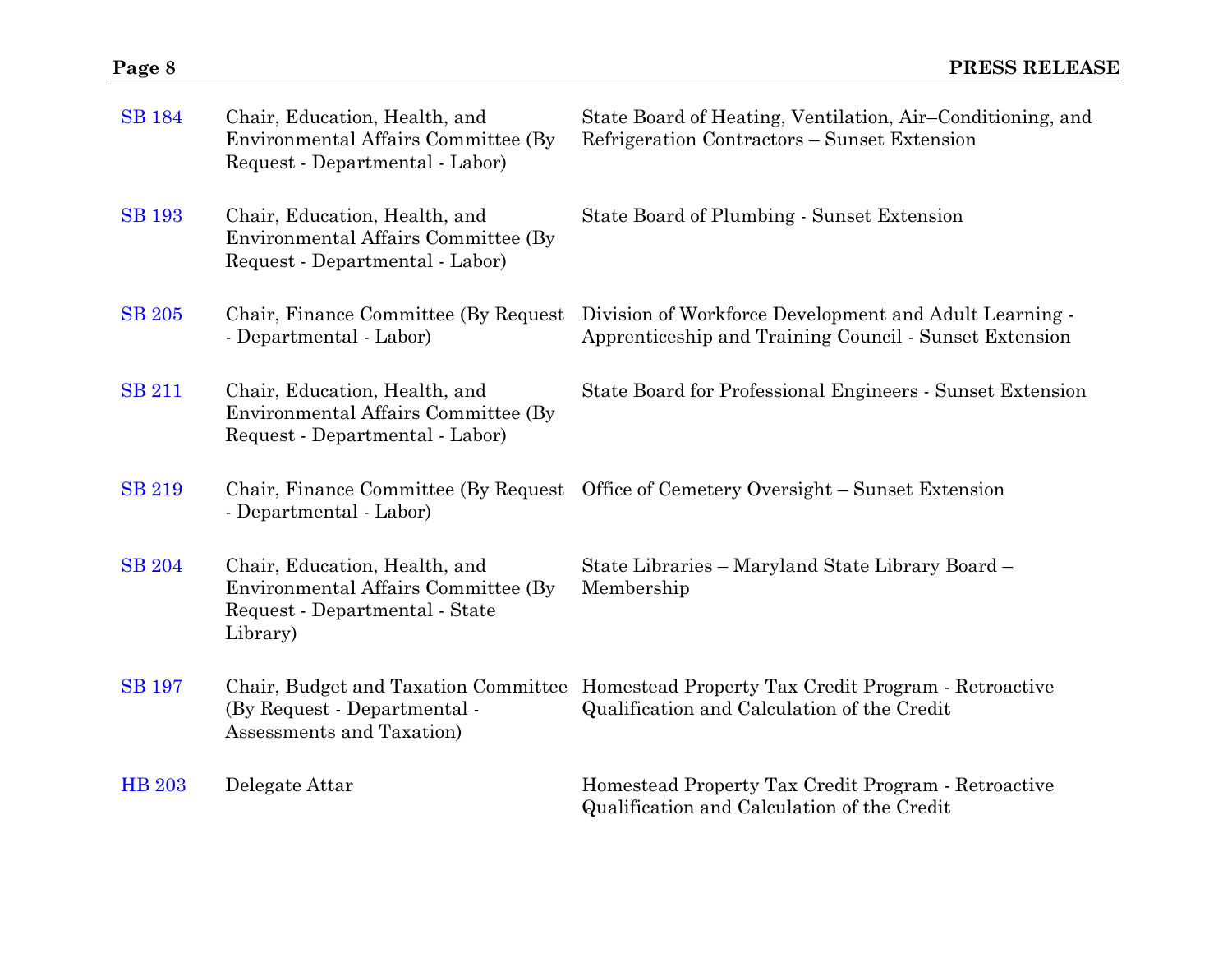| | | |
|---|---|---|
| SB 184 | Chair, Education, Health, and Environmental Affairs Committee (By Request - Departmental - Labor) | State Board of Heating, Ventilation, Air–Conditioning, and Refrigeration Contractors – Sunset Extension |
| SB 193 | Chair, Education, Health, and Environmental Affairs Committee (By Request - Departmental - Labor) | State Board of Plumbing - Sunset Extension |
| SB 205 | Chair, Finance Committee (By Request - Departmental - Labor) | Division of Workforce Development and Adult Learning - Apprenticeship and Training Council - Sunset Extension |
| SB 211 | Chair, Education, Health, and Environmental Affairs Committee (By Request - Departmental - Labor) | State Board for Professional Engineers - Sunset Extension |
| SB 219 | Chair, Finance Committee (By Request - Departmental - Labor) | Office of Cemetery Oversight – Sunset Extension |
| SB 204 | Chair, Education, Health, and Environmental Affairs Committee (By Request - Departmental - State Library) | State Libraries – Maryland State Library Board – Membership |
| SB 197 | Chair, Budget and Taxation Committee (By Request - Departmental - Assessments and Taxation) | Homestead Property Tax Credit Program - Retroactive Qualification and Calculation of the Credit |
| HB 203 | Delegate Attar | Homestead Property Tax Credit Program - Retroactive Qualification and Calculation of the Credit |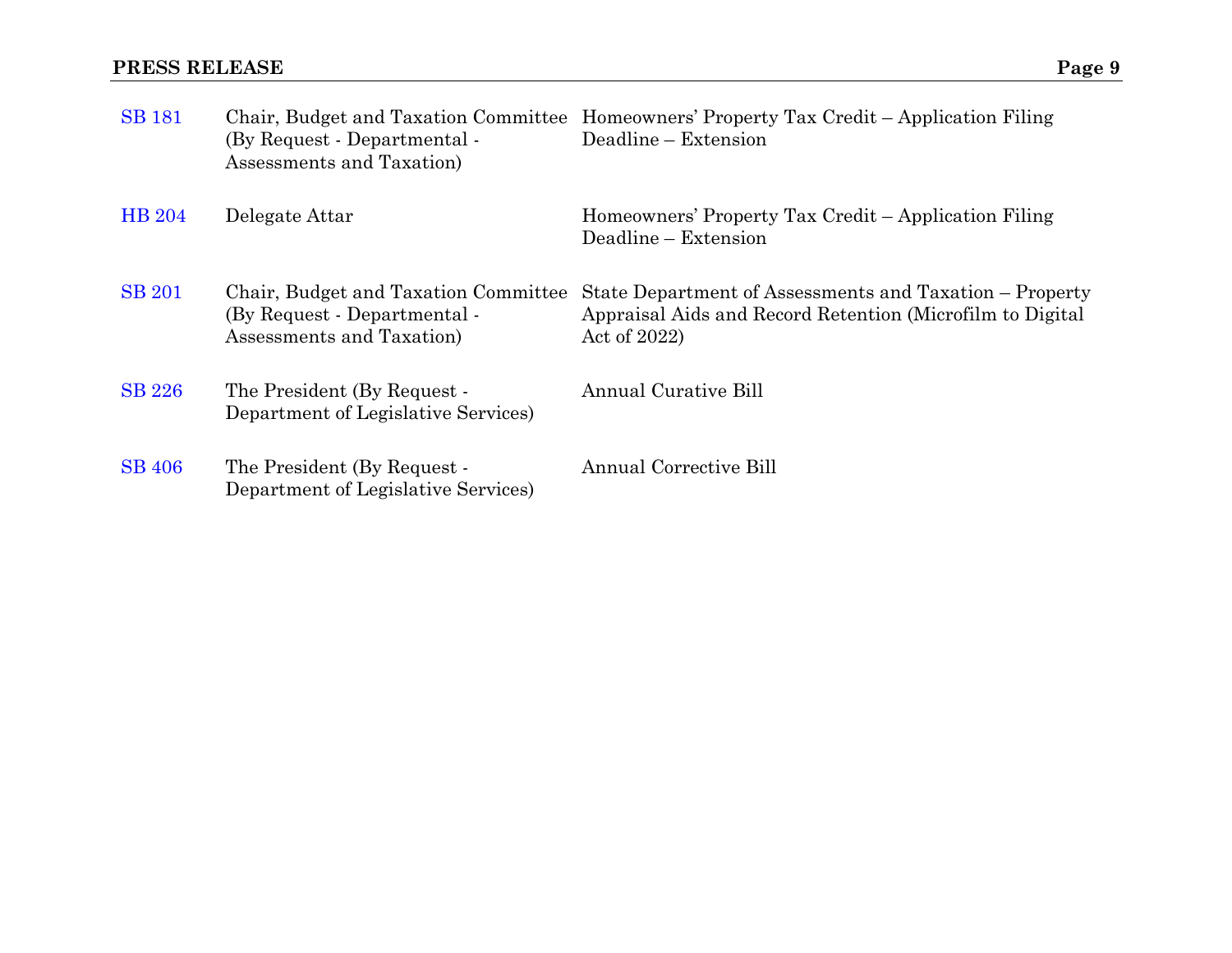| | | |
|---|---|---|
| SB 181 | Chair, Budget and Taxation Committee (By Request - Departmental - Assessments and Taxation) | Homeowners' Property Tax Credit – Application Filing Deadline – Extension |
| HB 204 | Delegate Attar | Homeowners' Property Tax Credit – Application Filing Deadline – Extension |
| SB 201 | Chair, Budget and Taxation Committee (By Request - Departmental - Assessments and Taxation) | State Department of Assessments and Taxation – Property Appraisal Aids and Record Retention (Microfilm to Digital Act of 2022) |
| SB 226 | The President (By Request - Department of Legislative Services) | Annual Curative Bill |
| SB 406 | The President (By Request - Department of Legislative Services) | Annual Corrective Bill |